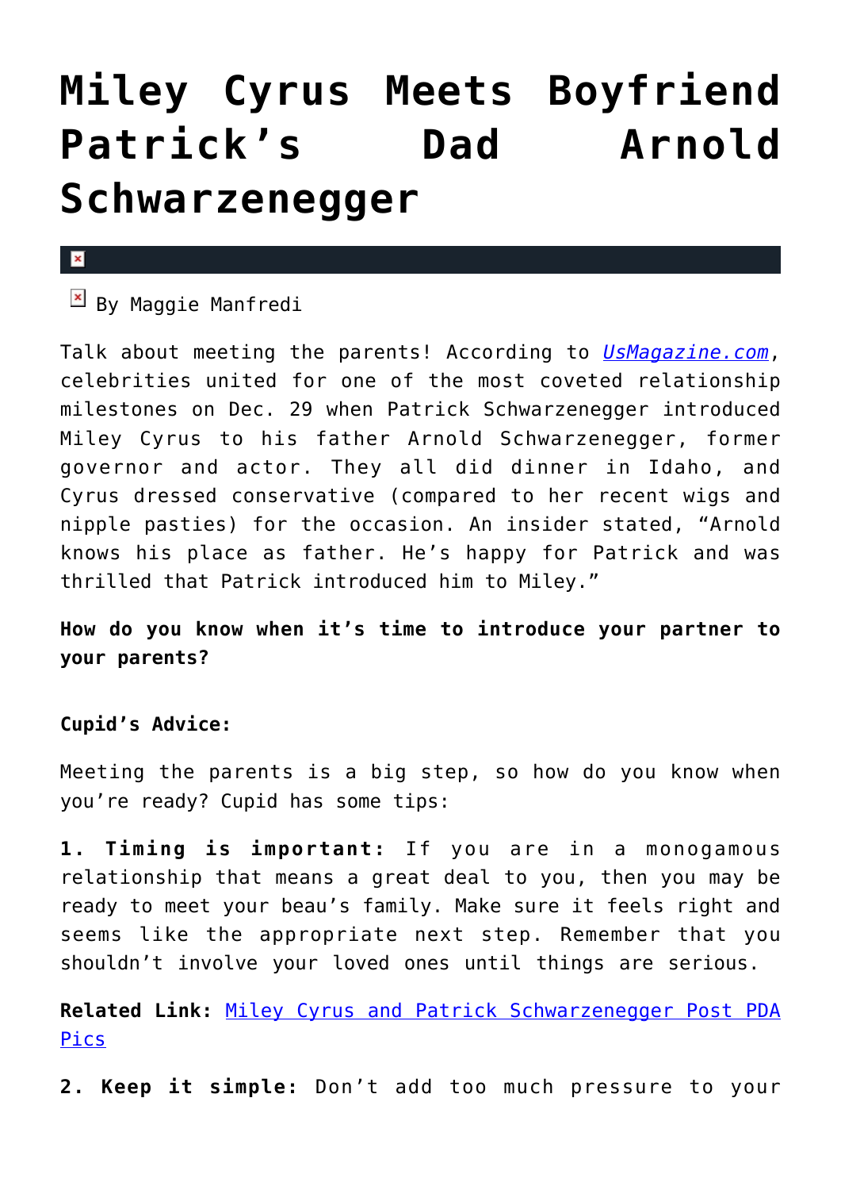# Miley Cyrus Meets Boyfriend Patrick's Dad Arnold Schwarzenegger

By Maggie Manfredi

Talk about meeting the parents! According to *UsMagazine.com*, celebrities united for one of the most coveted relationship milestones on Dec. 29 when Patrick Schwarzenegger introduced Miley Cyrus to his father Arnold Schwarzenegger, former governor and actor. They all did dinner in Idaho, and Cyrus dressed conservative (compared to her recent wigs and nipple pasties) for the occasion. An insider stated, "Arnold knows his place as father. He's happy for Patrick and was thrilled that Patrick introduced him to Miley."

**How do you know when it's time to introduce your partner to your parents?**

**Cupid's Advice:**

Meeting the parents is a big step, so how do you know when you're ready? Cupid has some tips:

**1. Timing is important:** If you are in a monogamous relationship that means a great deal to you, then you may be ready to meet your beau's family. Make sure it feels right and seems like the appropriate next step. Remember that you shouldn't involve your loved ones until things are serious.

**Related Link:** Miley Cyrus and Patrick Schwarzenegger Post PDA Pics

**2. Keep it simple:** Don't add too much pressure to your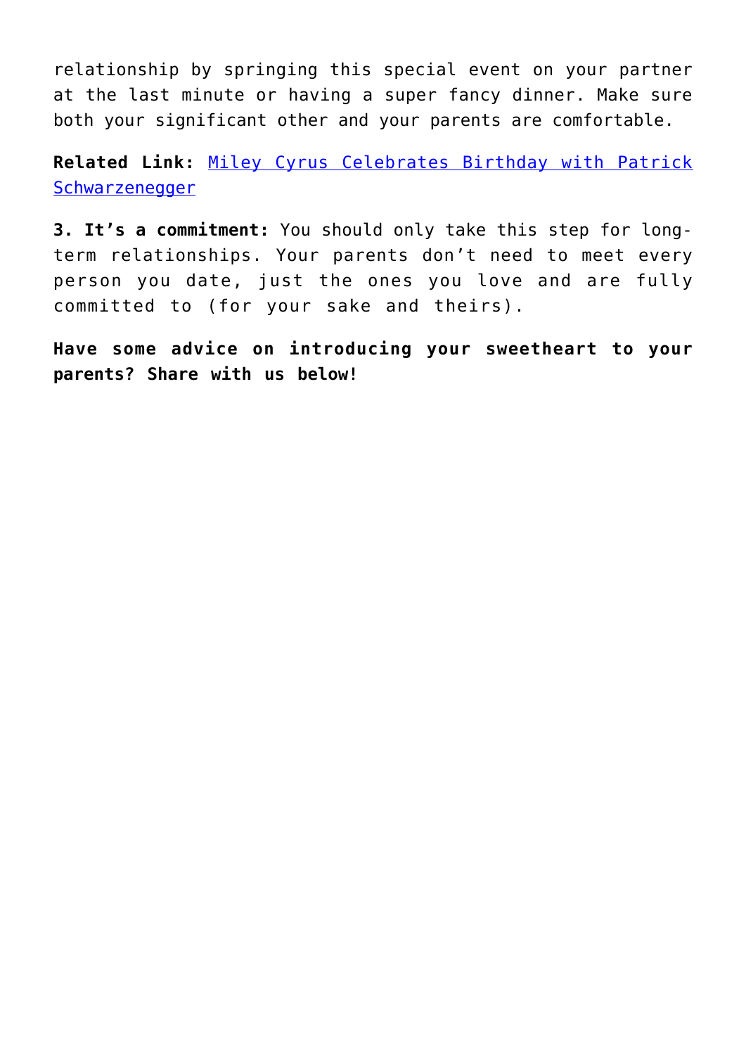relationship by springing this special event on your partner at the last minute or having a super fancy dinner. Make sure both your significant other and your parents are comfortable.

**Related Link:** Miley Cyrus Celebrates Birthday with Patrick Schwarzenegger

**3. It's a commitment:** You should only take this step for long-term relationships. Your parents don't need to meet every person you date, just the ones you love and are fully committed to (for your sake and theirs).

**Have some advice on introducing your sweetheart to your parents? Share with us below!**